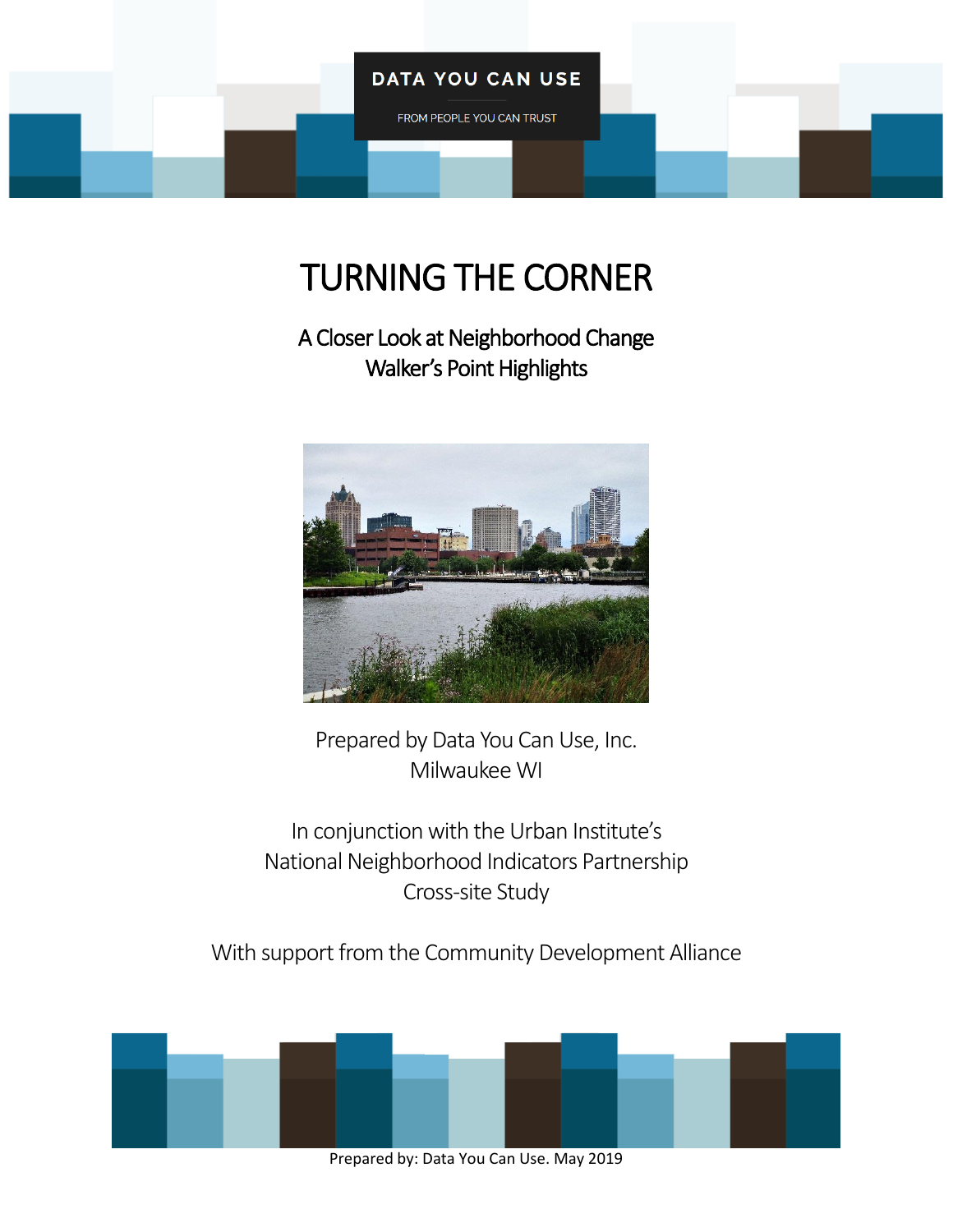DATA YOU CAN USE

FROM PEOPLE YOU CAN TRUST

# TURNING THE CORNER

## A Closer Look at Neighborhood Change
## Walker's Point Highlights

Prepared by Data You Can Use, Inc.
Milwaukee WI

In conjunction with the Urban Institute's
National Neighborhood Indicators Partnership
Cross-site Study

With support from the Community Development Alliance

Prepared by: Data You Can Use. May 2019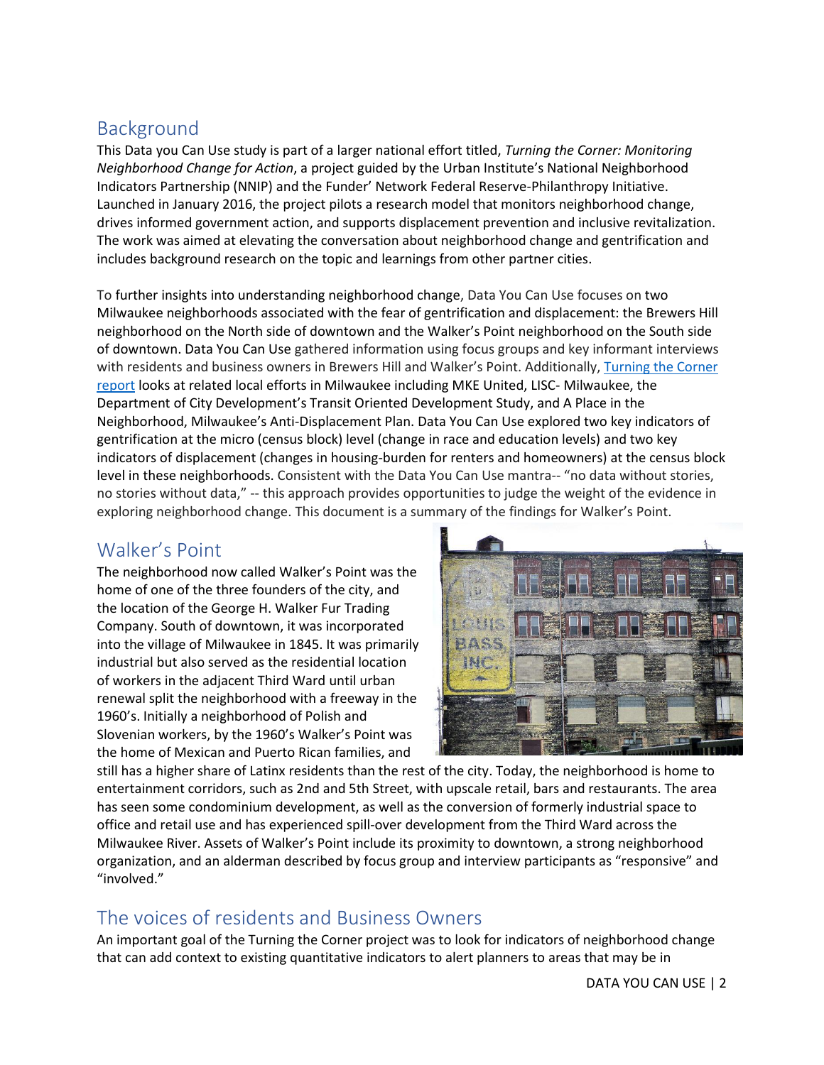## Background

This Data you Can Use study is part of a larger national effort titled, *Turning the Corner: Monitoring Neighborhood Change for Action*, a project guided by the Urban Institute's National Neighborhood Indicators Partnership (NNIP) and the Funder' Network Federal Reserve-Philanthropy Initiative. Launched in January 2016, the project pilots a research model that monitors neighborhood change, drives informed government action, and supports displacement prevention and inclusive revitalization. The work was aimed at elevating the conversation about neighborhood change and gentrification and includes background research on the topic and learnings from other partner cities.

To further insights into understanding neighborhood change, Data You Can Use focuses on two Milwaukee neighborhoods associated with the fear of gentrification and displacement: the Brewers Hill neighborhood on the North side of downtown and the Walker's Point neighborhood on the South side of downtown. Data You Can Use gathered information using focus groups and key informant interviews with residents and business owners in Brewers Hill and Walker's Point. Additionally, Turning the Corner report looks at related local efforts in Milwaukee including MKE United, LISC- Milwaukee, the Department of City Development's Transit Oriented Development Study, and A Place in the Neighborhood, Milwaukee's Anti-Displacement Plan. Data You Can Use explored two key indicators of gentrification at the micro (census block) level (change in race and education levels) and two key indicators of displacement (changes in housing-burden for renters and homeowners) at the census block level in these neighborhoods. Consistent with the Data You Can Use mantra-- "no data without stories, no stories without data," -- this approach provides opportunities to judge the weight of the evidence in exploring neighborhood change. This document is a summary of the findings for Walker's Point.

## Walker's Point

The neighborhood now called Walker's Point was the home of one of the three founders of the city, and the location of the George H. Walker Fur Trading Company. South of downtown, it was incorporated into the village of Milwaukee in 1845. It was primarily industrial but also served as the residential location of workers in the adjacent Third Ward until urban renewal split the neighborhood with a freeway in the 1960's. Initially a neighborhood of Polish and Slovenian workers, by the 1960's Walker's Point was the home of Mexican and Puerto Rican families, and still has a higher share of Latinx residents than the rest of the city. Today, the neighborhood is home to entertainment corridors, such as 2nd and 5th Street, with upscale retail, bars and restaurants. The area has seen some condominium development, as well as the conversion of formerly industrial space to office and retail use and has experienced spill-over development from the Third Ward across the Milwaukee River. Assets of Walker's Point include its proximity to downtown, a strong neighborhood organization, and an alderman described by focus group and interview participants as "responsive" and "involved."

## The voices of residents and Business Owners

An important goal of the Turning the Corner project was to look for indicators of neighborhood change that can add context to existing quantitative indicators to alert planners to areas that may be in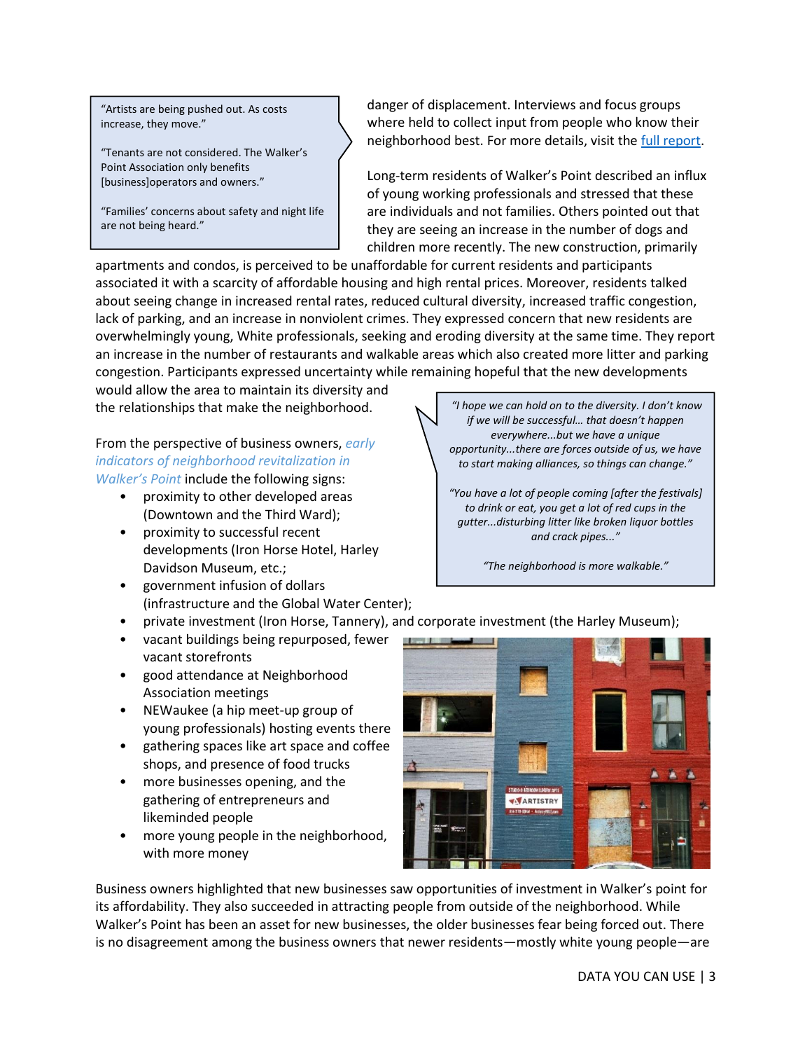> "Artists are being pushed out. As costs increase, they move."
>
> "Tenants are not considered. The Walker's Point Association only benefits [business]operators and owners."
>
> "Families' concerns about safety and night life are not being heard."

danger of displacement. Interviews and focus groups where held to collect input from people who know their neighborhood best. For more details, visit the [full report](full report).

Long-term residents of Walker's Point described an influx of young working professionals and stressed that these are individuals and not families. Others pointed out that they are seeing an increase in the number of dogs and children more recently. The new construction, primarily apartments and condos, is perceived to be unaffordable for current residents and participants associated it with a scarcity of affordable housing and high rental prices. Moreover, residents talked about seeing change in increased rental rates, reduced cultural diversity, increased traffic congestion, lack of parking, and an increase in nonviolent crimes. They expressed concern that new residents are overwhelmingly young, White professionals, seeking and eroding diversity at the same time. They report an increase in the number of restaurants and walkable areas which also created more litter and parking congestion. Participants expressed uncertainty while remaining hopeful that the new developments would allow the area to maintain its diversity and the relationships that make the neighborhood.

> *"I hope we can hold on to the diversity. I don't know if we will be successful… that doesn't happen everywhere...but we have a unique opportunity...there are forces outside of us, we have to start making alliances, so things can change."*
>
> *"You have a lot of people coming [after the festivals] to drink or eat, you get a lot of red cups in the gutter...disturbing litter like broken liquor bottles and crack pipes..."*
>
> *"The neighborhood is more walkable."*

From the perspective of business owners, *early indicators of neighborhood revitalization in Walker's Point* include the following signs:

- proximity to other developed areas (Downtown and the Third Ward);
- proximity to successful recent developments (Iron Horse Hotel, Harley Davidson Museum, etc.;
- government infusion of dollars (infrastructure and the Global Water Center);
- private investment (Iron Horse, Tannery), and corporate investment (the Harley Museum);
- vacant buildings being repurposed, fewer vacant storefronts
- good attendance at Neighborhood Association meetings
- NEWaukee (a hip meet-up group of young professionals) hosting events there
- gathering spaces like art space and coffee shops, and presence of food trucks
- more businesses opening, and the gathering of entrepreneurs and likeminded people
- more young people in the neighborhood, with more money

Business owners highlighted that new businesses saw opportunities of investment in Walker's point for its affordability. They also succeeded in attracting people from outside of the neighborhood. While Walker's Point has been an asset for new businesses, the older businesses fear being forced out. There is no disagreement among the business owners that newer residents—mostly white young people—are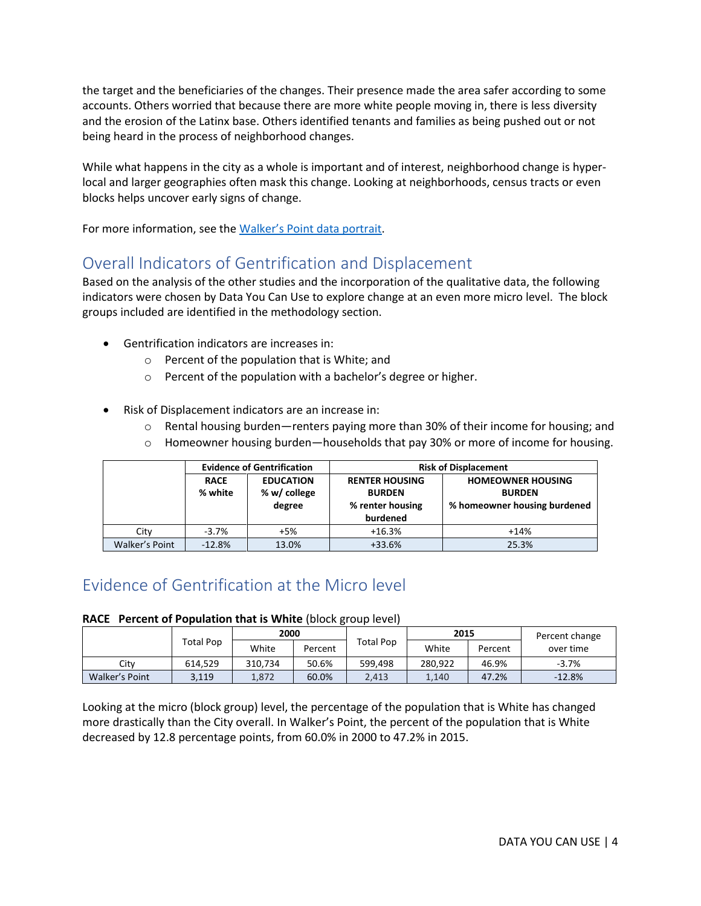the target and the beneficiaries of the changes. Their presence made the area safer according to some accounts. Others worried that because there are more white people moving in, there is less diversity and the erosion of the Latinx base. Others identified tenants and families as being pushed out or not being heard in the process of neighborhood changes.

While what happens in the city as a whole is important and of interest, neighborhood change is hyper-local and larger geographies often mask this change. Looking at neighborhoods, census tracts or even blocks helps uncover early signs of change.

For more information, see the [Walker's Point data portrait](#).

## Overall Indicators of Gentrification and Displacement

Based on the analysis of the other studies and the incorporation of the qualitative data, the following indicators were chosen by Data You Can Use to explore change at an even more micro level. The block groups included are identified in the methodology section.

- Gentrification indicators are increases in:
  - Percent of the population that is White; and
  - Percent of the population with a bachelor's degree or higher.

- Risk of Displacement indicators are an increase in:
  - Rental housing burden—renters paying more than 30% of their income for housing; and
  - Homeowner housing burden—households that pay 30% or more of income for housing.

| | Evidence of Gentrification | | Risk of Displacement | |
|---|---|---|---|---|
| | **RACE** % white | **EDUCATION** % w/ college degree | **RENTER HOUSING BURDEN** % renter housing burdened | **HOMEOWNER HOUSING BURDEN** % homeowner housing burdened |
| City | -3.7% | +5% | +16.3% | +14% |
| Walker's Point | -12.8% | 13.0% | +33.6% | 25.3% |

## Evidence of Gentrification at the Micro level

**RACE Percent of Population that is White** (block group level)

| | Total Pop | 2000 | | Total Pop | 2015 | | Percent change over time |
|---|---|---|---|---|---|---|---|
| | | White | Percent | | White | Percent | |
| City | 614,529 | 310,734 | 50.6% | 599,498 | 280,922 | 46.9% | -3.7% |
| Walker's Point | 3,119 | 1,872 | 60.0% | 2,413 | 1,140 | 47.2% | -12.8% |

Looking at the micro (block group) level, the percentage of the population that is White has changed more drastically than the City overall. In Walker's Point, the percent of the population that is White decreased by 12.8 percentage points, from 60.0% in 2000 to 47.2% in 2015.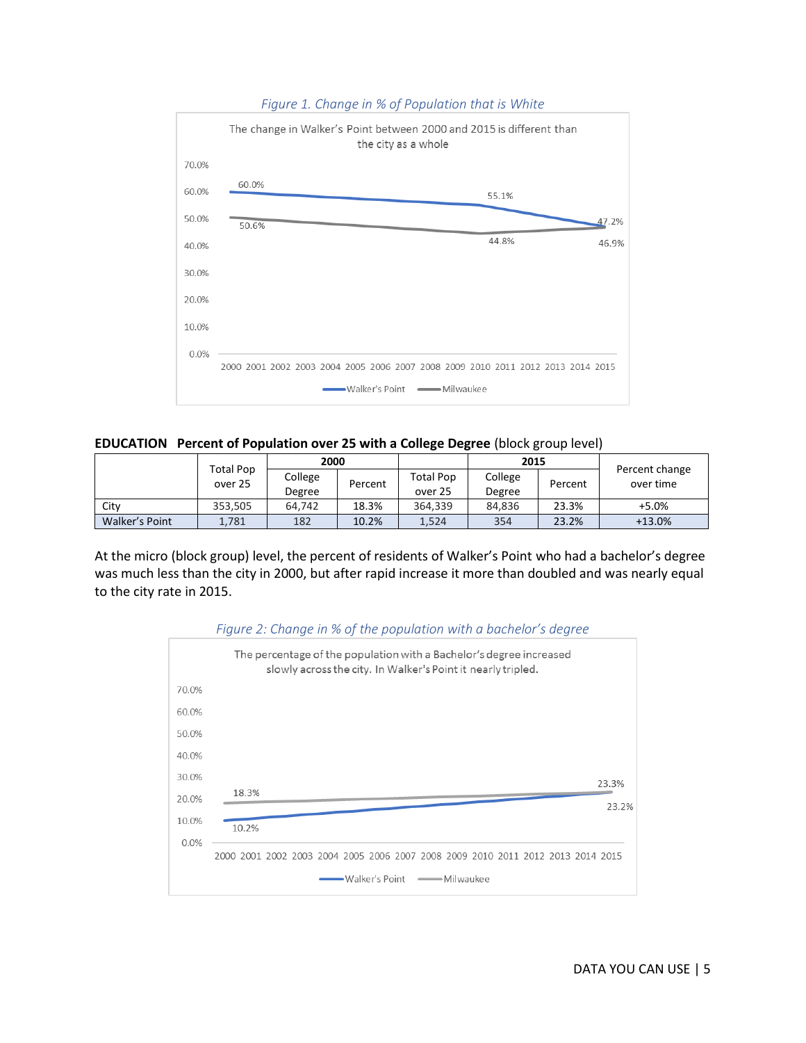*Figure 1. Change in % of Population that is White*

*Figure 2: Change in % of the population with a bachelor's degree*

**EDUCATION Percent of Population over 25 with a College Degree** (block group level)

| | Total Pop over 25 | 2000 | | Total Pop over 25 | 2015 | | Percent change over time |
|---|---|---|---|---|---|---|---|
| | | College Degree | Percent | | College Degree | Percent | |
| City | 353,505 | 64,742 | 18.3% | 364,339 | 84,836 | 23.3% | +5.0% |
| Walker's Point | 1,781 | 182 | 10.2% | 1,524 | 354 | 23.2% | +13.0% |

At the micro (block group) level, the percent of residents of Walker's Point who had a bachelor's degree was much less than the city in 2000, but after rapid increase it more than doubled and was nearly equal to the city rate in 2015.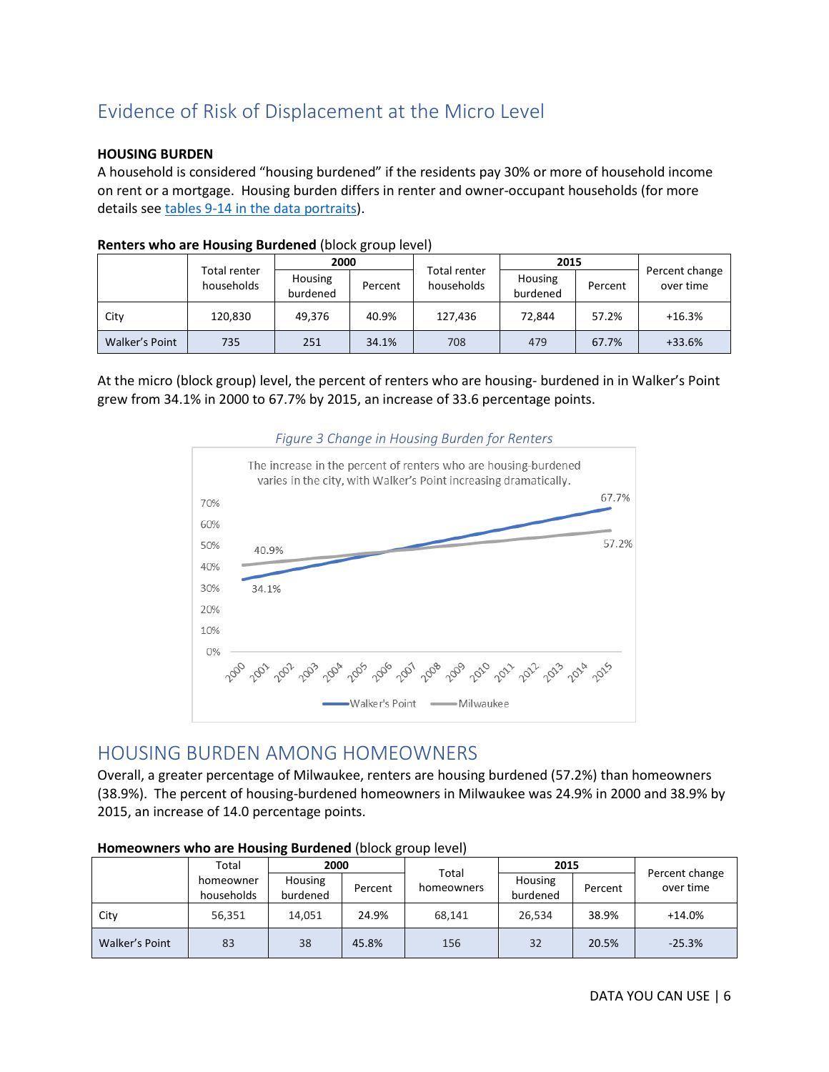# Evidence of Risk of Displacement at the Micro Level

**HOUSING BURDEN**

A household is considered "housing burdened" if the residents pay 30% or more of household income on rent or a mortgage. Housing burden differs in renter and owner-occupant households (for more details see [tables 9-14 in the data portraits](#)).

**Renters who are Housing Burdened** (block group level)

| | Total renter households | 2000 | | Total renter households | 2015 | | Percent change over time |
|---|---|---|---|---|---|---|---|
| | | Housing burdened | Percent | | Housing burdened | Percent | |
| City | 120,830 | 49,376 | 40.9% | 127,436 | 72,844 | 57.2% | +16.3% |
| Walker's Point | 735 | 251 | 34.1% | 708 | 479 | 67.7% | +33.6% |

At the micro (block group) level, the percent of renters who are housing- burdened in in Walker's Point grew from 34.1% in 2000 to 67.7% by 2015, an increase of 33.6 percentage points.

*Figure 3 Change in Housing Burden for Renters*

# HOUSING BURDEN AMONG HOMEOWNERS

Overall, a greater percentage of Milwaukee, renters are housing burdened (57.2%) than homeowners (38.9%). The percent of housing-burdened homeowners in Milwaukee was 24.9% in 2000 and 38.9% by 2015, an increase of 14.0 percentage points.

**Homeowners who are Housing Burdened** (block group level)

| | Total homeowner households | 2000 | | Total homeowners | 2015 | | Percent change over time |
|---|---|---|---|---|---|---|---|
| | | Housing burdened | Percent | | Housing burdened | Percent | |
| City | 56,351 | 14,051 | 24.9% | 68,141 | 26,534 | 38.9% | +14.0% |
| Walker's Point | 83 | 38 | 45.8% | 156 | 32 | 20.5% | -25.3% |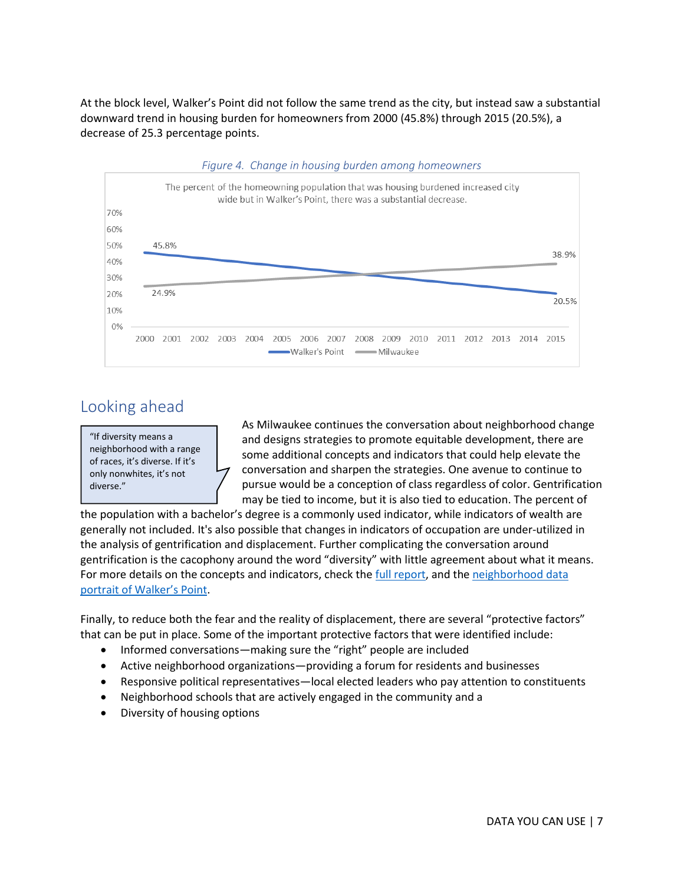At the block level, Walker's Point did not follow the same trend as the city, but instead saw a substantial downward trend in housing burden for homeowners from 2000 (45.8%) through 2015 (20.5%), a decrease of 25.3 percentage points.

*Figure 4. Change in housing burden among homeowners*

The percent of the homeowning population that was housing burdened increased city wide but in Walker's Point, there was a substantial decrease.

| | 2000 | 2015 |
|---|---|---|
| Walker's Point | 45.8% | 20.5% |
| Milwaukee | 24.9% | 38.9% |

## Looking ahead

> "If diversity means a neighborhood with a range of races, it's diverse. If it's only nonwhites, it's not diverse."

As Milwaukee continues the conversation about neighborhood change and designs strategies to promote equitable development, there are some additional concepts and indicators that could help elevate the conversation and sharpen the strategies. One avenue to continue to pursue would be a conception of class regardless of color. Gentrification may be tied to income, but it is also tied to education. The percent of the population with a bachelor's degree is a commonly used indicator, while indicators of wealth are generally not included. It's also possible that changes in indicators of occupation are under-utilized in the analysis of gentrification and displacement. Further complicating the conversation around gentrification is the cacophony around the word "diversity" with little agreement about what it means. For more details on the concepts and indicators, check the full report, and the neighborhood data portrait of Walker's Point.

Finally, to reduce both the fear and the reality of displacement, there are several "protective factors" that can be put in place. Some of the important protective factors that were identified include:

- Informed conversations—making sure the "right" people are included
- Active neighborhood organizations—providing a forum for residents and businesses
- Responsive political representatives—local elected leaders who pay attention to constituents
- Neighborhood schools that are actively engaged in the community and a
- Diversity of housing options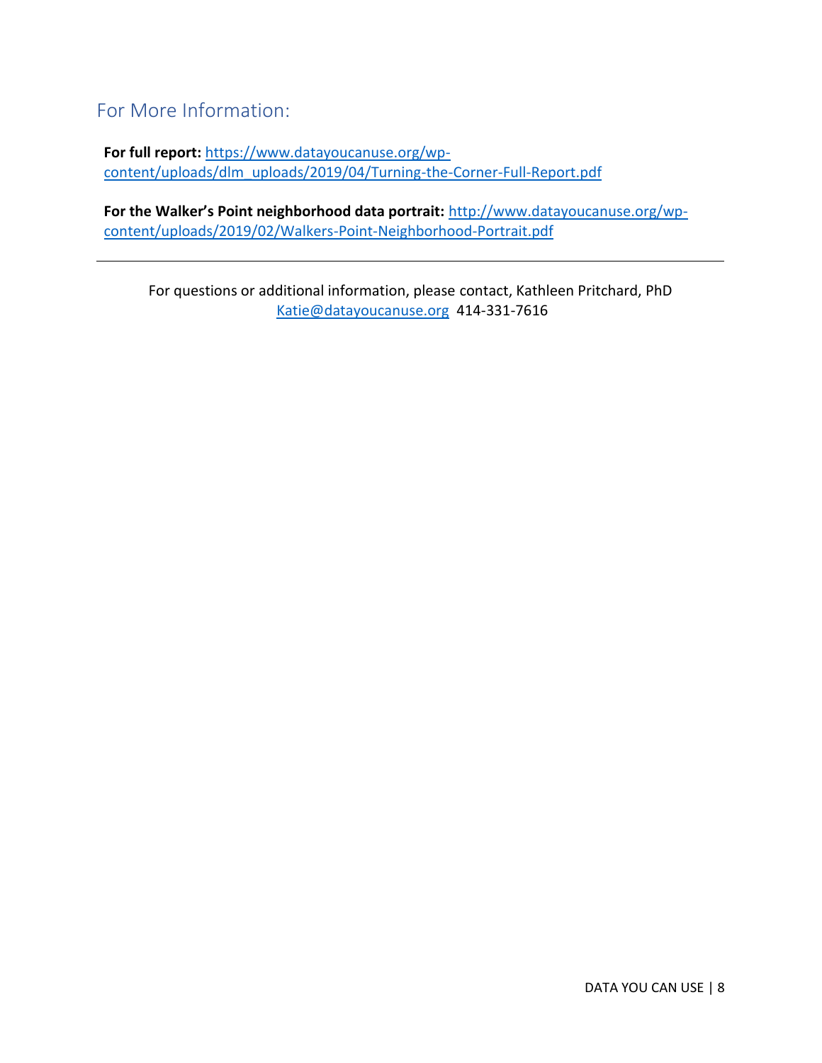## For More Information:

**For full report:** https://www.datayoucanuse.org/wp-content/uploads/dlm_uploads/2019/04/Turning-the-Corner-Full-Report.pdf

**For the Walker's Point neighborhood data portrait:** http://www.datayoucanuse.org/wp-content/uploads/2019/02/Walkers-Point-Neighborhood-Portrait.pdf

---

For questions or additional information, please contact, Kathleen Pritchard, PhD
Katie@datayoucanuse.org 414-331-7616